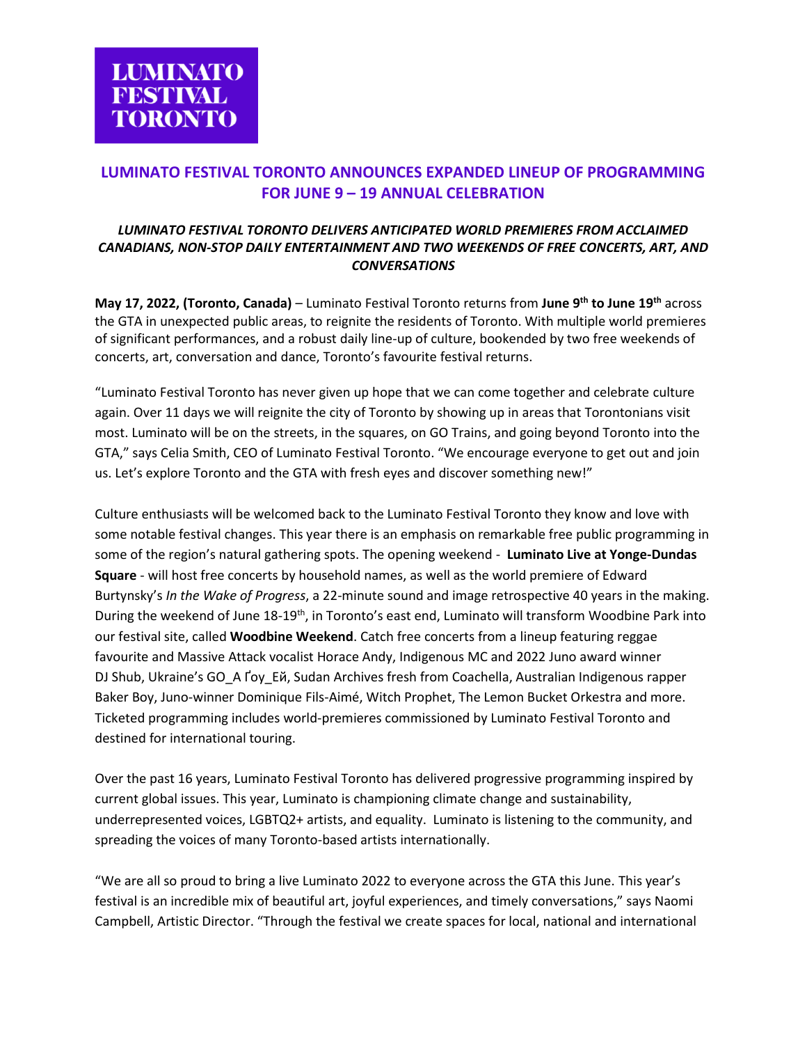# LUMINATO FESTIVAL TORONTO

## LUMINATO FESTIVAL TORONTO ANNOUNCES EXPANDED LINEUP OF PROGRAMMING FOR JUNE 9 – 19 ANNUAL CELEBRATION

***LUMINATO FESTIVAL TORONTO DELIVERS ANTICIPATED WORLD PREMIERES FROM ACCLAIMED CANADIANS, NON-STOP DAILY ENTERTAINMENT AND TWO WEEKENDS OF FREE CONCERTS, ART, AND CONVERSATIONS***

**May 17, 2022, (Toronto, Canada)** – Luminato Festival Toronto returns from **June 9th to June 19th** across the GTA in unexpected public areas, to reignite the residents of Toronto. With multiple world premieres of significant performances, and a robust daily line-up of culture, bookended by two free weekends of concerts, art, conversation and dance, Toronto's favourite festival returns.

"Luminato Festival Toronto has never given up hope that we can come together and celebrate culture again. Over 11 days we will reignite the city of Toronto by showing up in areas that Torontonians visit most. Luminato will be on the streets, in the squares, on GO Trains, and going beyond Toronto into the GTA," says Celia Smith, CEO of Luminato Festival Toronto. "We encourage everyone to get out and join us. Let's explore Toronto and the GTA with fresh eyes and discover something new!"

Culture enthusiasts will be welcomed back to the Luminato Festival Toronto they know and love with some notable festival changes. This year there is an emphasis on remarkable free public programming in some of the region's natural gathering spots. The opening weekend - **Luminato Live at Yonge-Dundas Square** - will host free concerts by household names, as well as the world premiere of Edward Burtynsky's *In the Wake of Progress*, a 22-minute sound and image retrospective 40 years in the making. During the weekend of June 18-19th, in Toronto's east end, Luminato will transform Woodbine Park into our festival site, called **Woodbine Weekend**. Catch free concerts from a lineup featuring reggae favourite and Massive Attack vocalist Horace Andy, Indigenous MC and 2022 Juno award winner DJ Shub, Ukraine's GO_A Ґоу_Ей, Sudan Archives fresh from Coachella, Australian Indigenous rapper Baker Boy, Juno-winner Dominique Fils-Aimé, Witch Prophet, The Lemon Bucket Orkestra and more. Ticketed programming includes world-premieres commissioned by Luminato Festival Toronto and destined for international touring.

Over the past 16 years, Luminato Festival Toronto has delivered progressive programming inspired by current global issues. This year, Luminato is championing climate change and sustainability, underrepresented voices, LGBTQ2+ artists, and equality. Luminato is listening to the community, and spreading the voices of many Toronto-based artists internationally.

"We are all so proud to bring a live Luminato 2022 to everyone across the GTA this June. This year's festival is an incredible mix of beautiful art, joyful experiences, and timely conversations," says Naomi Campbell, Artistic Director. "Through the festival we create spaces for local, national and international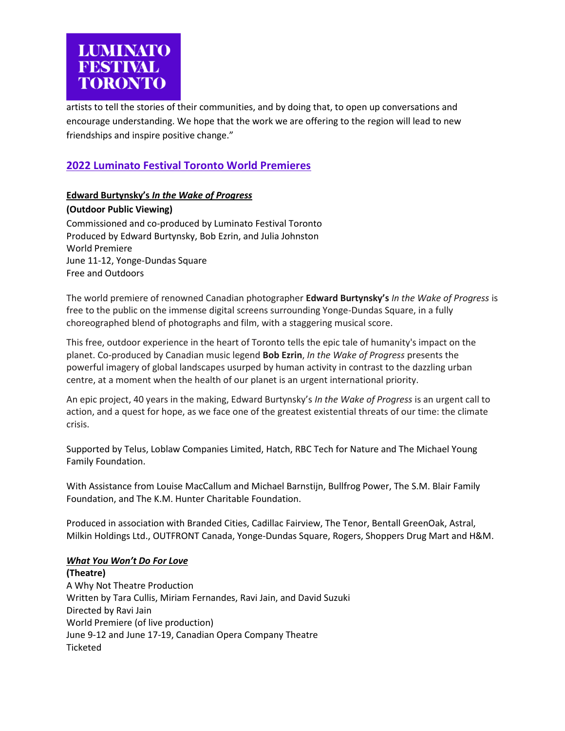artists to tell the stories of their communities, and by doing that, to open up conversations and encourage understanding. We hope that the work we are offering to the region will lead to new friendships and inspire positive change."

## 2022 Luminato Festival Toronto World Premieres

### Edward Burtynsky's *In the Wake of Progress*

**(Outdoor Public Viewing)**
Commissioned and co-produced by Luminato Festival Toronto
Produced by Edward Burtynsky, Bob Ezrin, and Julia Johnston
World Premiere
June 11-12, Yonge-Dundas Square
Free and Outdoors

The world premiere of renowned Canadian photographer **Edward Burtynsky's** *In the Wake of Progress* is free to the public on the immense digital screens surrounding Yonge-Dundas Square, in a fully choreographed blend of photographs and film, with a staggering musical score.

This free, outdoor experience in the heart of Toronto tells the epic tale of humanity's impact on the planet. Co-produced by Canadian music legend **Bob Ezrin**, *In the Wake of Progress* presents the powerful imagery of global landscapes usurped by human activity in contrast to the dazzling urban centre, at a moment when the health of our planet is an urgent international priority.

An epic project, 40 years in the making, Edward Burtynsky's *In the Wake of Progress* is an urgent call to action, and a quest for hope, as we face one of the greatest existential threats of our time: the climate crisis.

Supported by Telus, Loblaw Companies Limited, Hatch, RBC Tech for Nature and The Michael Young Family Foundation.

With Assistance from Louise MacCallum and Michael Barnstijn, Bullfrog Power, The S.M. Blair Family Foundation, and The K.M. Hunter Charitable Foundation.

Produced in association with Branded Cities, Cadillac Fairview, The Tenor, Bentall GreenOak, Astral, Milkin Holdings Ltd., OUTFRONT Canada, Yonge-Dundas Square, Rogers, Shoppers Drug Mart and H&M.

### *What You Won't Do For Love*

**(Theatre)**
A Why Not Theatre Production
Written by Tara Cullis, Miriam Fernandes, Ravi Jain, and David Suzuki
Directed by Ravi Jain
World Premiere (of live production)
June 9-12 and June 17-19, Canadian Opera Company Theatre
Ticketed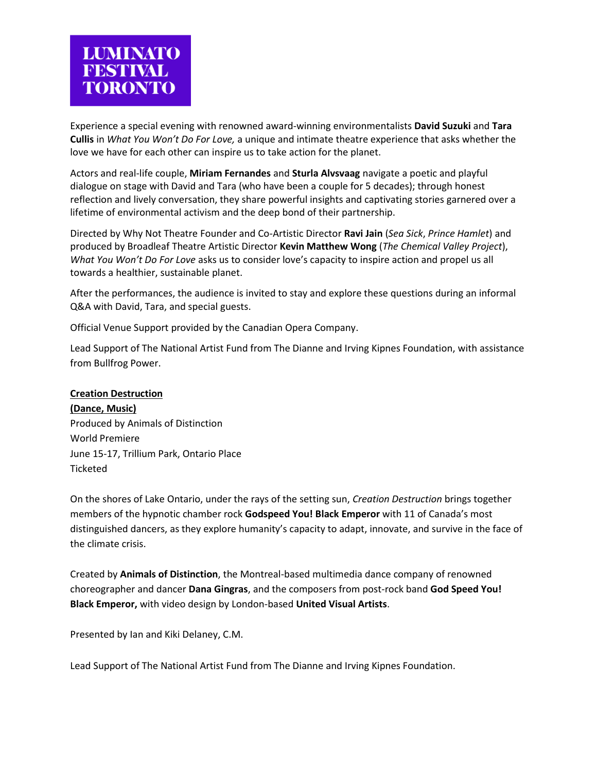# LUMINATO FESTIVAL TORONTO

Experience a special evening with renowned award-winning environmentalists **David Suzuki** and **Tara Cullis** in *What You Won't Do For Love,* a unique and intimate theatre experience that asks whether the love we have for each other can inspire us to take action for the planet.

Actors and real-life couple, **Miriam Fernandes** and **Sturla Alvsvaag** navigate a poetic and playful dialogue on stage with David and Tara (who have been a couple for 5 decades); through honest reflection and lively conversation, they share powerful insights and captivating stories garnered over a lifetime of environmental activism and the deep bond of their partnership.

Directed by Why Not Theatre Founder and Co-Artistic Director **Ravi Jain** (*Sea Sick*, *Prince Hamlet*) and produced by Broadleaf Theatre Artistic Director **Kevin Matthew Wong** (*The Chemical Valley Project*), *What You Won't Do For Love* asks us to consider love's capacity to inspire action and propel us all towards a healthier, sustainable planet.

After the performances, the audience is invited to stay and explore these questions during an informal Q&A with David, Tara, and special guests.

Official Venue Support provided by the Canadian Opera Company.

Lead Support of The National Artist Fund from The Dianne and Irving Kipnes Foundation, with assistance from Bullfrog Power.

**Creation Destruction**
**(Dance, Music)**
Produced by Animals of Distinction
World Premiere
June 15-17, Trillium Park, Ontario Place
Ticketed

On the shores of Lake Ontario, under the rays of the setting sun, *Creation Destruction* brings together members of the hypnotic chamber rock **Godspeed You! Black Emperor** with 11 of Canada's most distinguished dancers, as they explore humanity's capacity to adapt, innovate, and survive in the face of the climate crisis.

Created by **Animals of Distinction**, the Montreal-based multimedia dance company of renowned choreographer and dancer **Dana Gingras**, and the composers from post-rock band **God Speed You! Black Emperor,** with video design by London-based **United Visual Artists**.

Presented by Ian and Kiki Delaney, C.M.

Lead Support of The National Artist Fund from The Dianne and Irving Kipnes Foundation.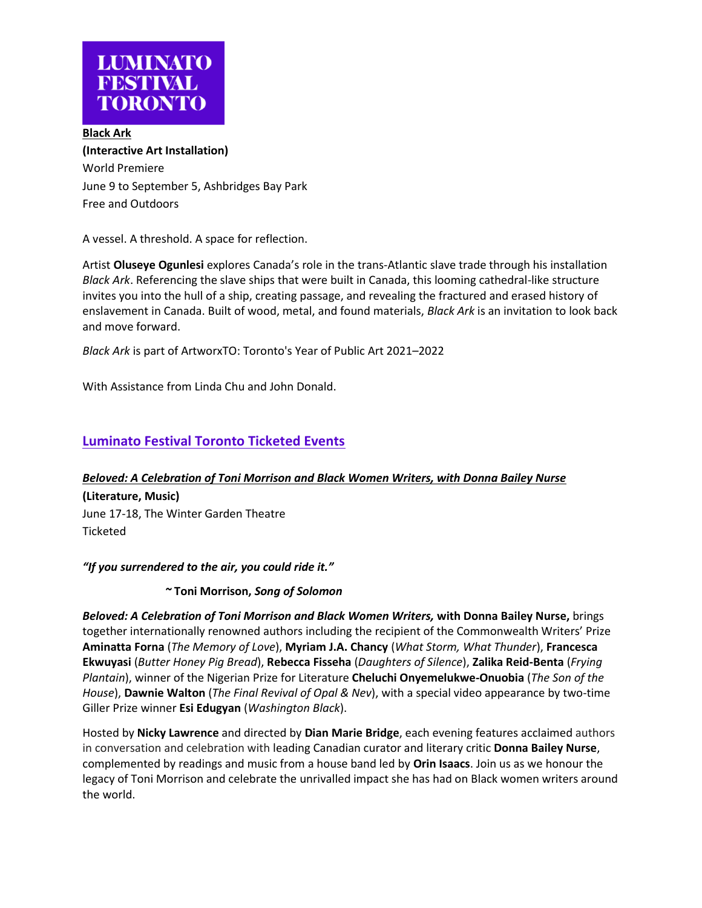**LUMINATO FESTIVAL TORONTO**

**Black Ark**
**(Interactive Art Installation)**
World Premiere
June 9 to September 5, Ashbridges Bay Park
Free and Outdoors

A vessel. A threshold. A space for reflection.

Artist **Oluseye Ogunlesi** explores Canada's role in the trans-Atlantic slave trade through his installation *Black Ark*. Referencing the slave ships that were built in Canada, this looming cathedral-like structure invites you into the hull of a ship, creating passage, and revealing the fractured and erased history of enslavement in Canada. Built of wood, metal, and found materials, *Black Ark* is an invitation to look back and move forward.

*Black Ark* is part of ArtworxTO: Toronto's Year of Public Art 2021–2022

With Assistance from Linda Chu and John Donald.

## Luminato Festival Toronto Ticketed Events

***Beloved: A Celebration of Toni Morrison and Black Women Writers, with Donna Bailey Nurse***
**(Literature, Music)**
June 17-18, The Winter Garden Theatre
Ticketed

***"If you surrendered to the air, you could ride it."***

**~ Toni Morrison, *Song of Solomon***

***Beloved: A Celebration of Toni Morrison and Black Women Writers,* with Donna Bailey Nurse,** brings together internationally renowned authors including the recipient of the Commonwealth Writers' Prize **Aminatta Forna** (*The Memory of Love*), **Myriam J.A. Chancy** (*What Storm, What Thunder*), **Francesca Ekwuyasi** (*Butter Honey Pig Bread*), **Rebecca Fisseha** (*Daughters of Silence*), **Zalika Reid-Benta** (*Frying Plantain*), winner of the Nigerian Prize for Literature **Cheluchi Onyemelukwe-Onuobia** (*The Son of the House*), **Dawnie Walton** (*The Final Revival of Opal & Nev*), with a special video appearance by two-time Giller Prize winner **Esi Edugyan** (*Washington Black*).

Hosted by **Nicky Lawrence** and directed by **Dian Marie Bridge**, each evening features acclaimed authors in conversation and celebration with leading Canadian curator and literary critic **Donna Bailey Nurse**, complemented by readings and music from a house band led by **Orin Isaacs**. Join us as we honour the legacy of Toni Morrison and celebrate the unrivalled impact she has had on Black women writers around the world.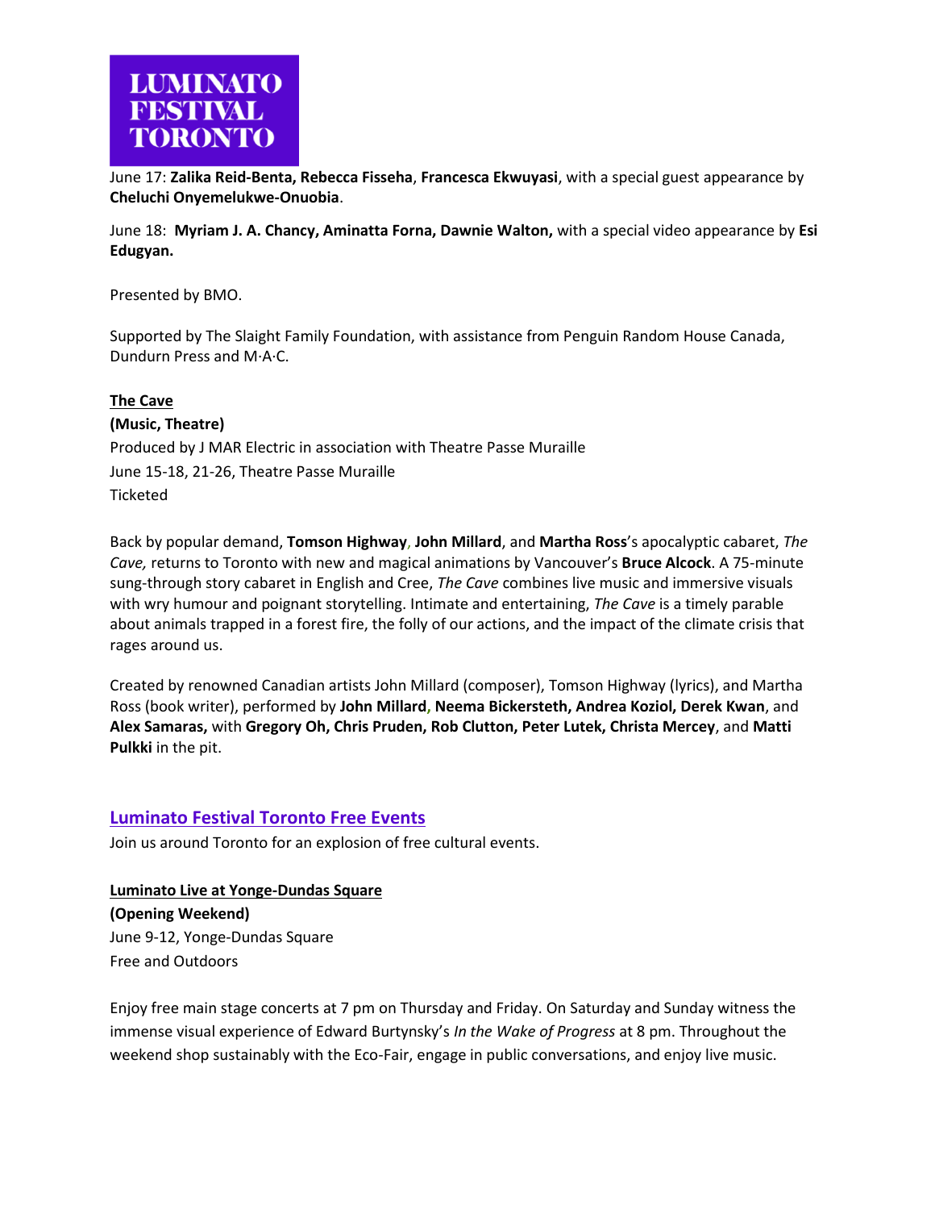June 17: **Zalika Reid-Benta, Rebecca Fisseha**, **Francesca Ekwuyasi**, with a special guest appearance by **Cheluchi Onyemelukwe-Onuobia**.

June 18: **Myriam J. A. Chancy, Aminatta Forna, Dawnie Walton,** with a special video appearance by **Esi Edugyan.**

Presented by BMO.

Supported by The Slaight Family Foundation, with assistance from Penguin Random House Canada, Dundurn Press and M·A·C.

**The Cave**
**(Music, Theatre)**
Produced by J MAR Electric in association with Theatre Passe Muraille
June 15-18, 21-26, Theatre Passe Muraille
Ticketed

Back by popular demand, **Tomson Highway**, **John Millard**, and **Martha Ross**'s apocalyptic cabaret, *The Cave,* returns to Toronto with new and magical animations by Vancouver's **Bruce Alcock**. A 75-minute sung-through story cabaret in English and Cree, *The Cave* combines live music and immersive visuals with wry humour and poignant storytelling. Intimate and entertaining, *The Cave* is a timely parable about animals trapped in a forest fire, the folly of our actions, and the impact of the climate crisis that rages around us.

Created by renowned Canadian artists John Millard (composer), Tomson Highway (lyrics), and Martha Ross (book writer), performed by **John Millard, Neema Bickersteth, Andrea Koziol, Derek Kwan**, and **Alex Samaras,** with **Gregory Oh, Chris Pruden, Rob Clutton, Peter Lutek, Christa Mercey**, and **Matti Pulkki** in the pit.

## Luminato Festival Toronto Free Events

Join us around Toronto for an explosion of free cultural events.

**Luminato Live at Yonge-Dundas Square**
**(Opening Weekend)**
June 9-12, Yonge-Dundas Square
Free and Outdoors

Enjoy free main stage concerts at 7 pm on Thursday and Friday. On Saturday and Sunday witness the immense visual experience of Edward Burtynsky's *In the Wake of Progress* at 8 pm. Throughout the weekend shop sustainably with the Eco-Fair, engage in public conversations, and enjoy live music.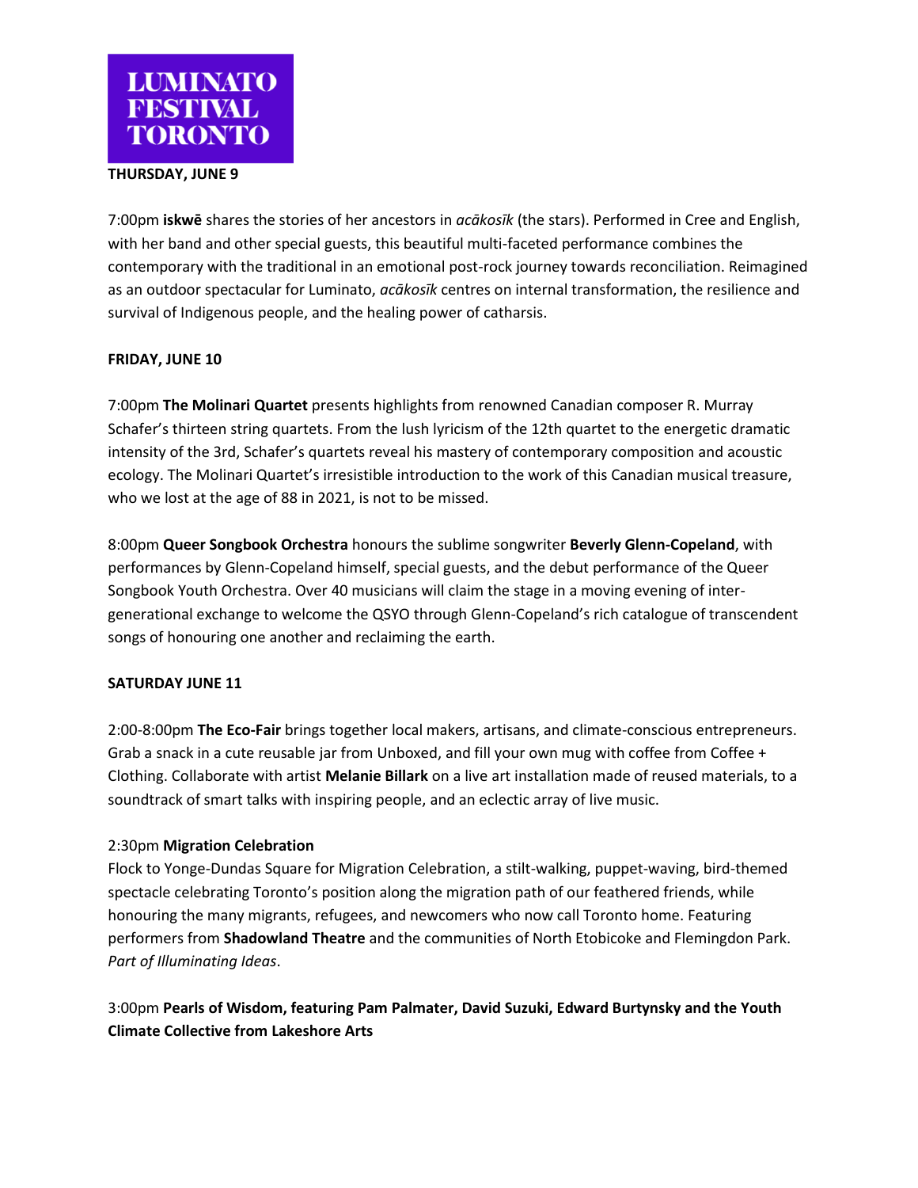LUMINATO FESTIVAL TORONTO

**THURSDAY, JUNE 9**

7:00pm **iskwē** shares the stories of her ancestors in *acākosīk* (the stars). Performed in Cree and English, with her band and other special guests, this beautiful multi-faceted performance combines the contemporary with the traditional in an emotional post-rock journey towards reconciliation. Reimagined as an outdoor spectacular for Luminato, *acākosīk* centres on internal transformation, the resilience and survival of Indigenous people, and the healing power of catharsis.

**FRIDAY, JUNE 10**

7:00pm **The Molinari Quartet** presents highlights from renowned Canadian composer R. Murray Schafer's thirteen string quartets. From the lush lyricism of the 12th quartet to the energetic dramatic intensity of the 3rd, Schafer's quartets reveal his mastery of contemporary composition and acoustic ecology. The Molinari Quartet's irresistible introduction to the work of this Canadian musical treasure, who we lost at the age of 88 in 2021, is not to be missed.

8:00pm **Queer Songbook Orchestra** honours the sublime songwriter **Beverly Glenn-Copeland**, with performances by Glenn-Copeland himself, special guests, and the debut performance of the Queer Songbook Youth Orchestra. Over 40 musicians will claim the stage in a moving evening of inter-generational exchange to welcome the QSYO through Glenn-Copeland's rich catalogue of transcendent songs of honouring one another and reclaiming the earth.

**SATURDAY JUNE 11**

2:00-8:00pm **The Eco-Fair** brings together local makers, artisans, and climate-conscious entrepreneurs. Grab a snack in a cute reusable jar from Unboxed, and fill your own mug with coffee from Coffee + Clothing. Collaborate with artist **Melanie Billark** on a live art installation made of reused materials, to a soundtrack of smart talks with inspiring people, and an eclectic array of live music.

2:30pm **Migration Celebration**
Flock to Yonge-Dundas Square for Migration Celebration, a stilt-walking, puppet-waving, bird-themed spectacle celebrating Toronto's position along the migration path of our feathered friends, while honouring the many migrants, refugees, and newcomers who now call Toronto home. Featuring performers from **Shadowland Theatre** and the communities of North Etobicoke and Flemingdon Park. *Part of Illuminating Ideas*.

3:00pm **Pearls of Wisdom, featuring Pam Palmater, David Suzuki, Edward Burtynsky and the Youth Climate Collective from Lakeshore Arts**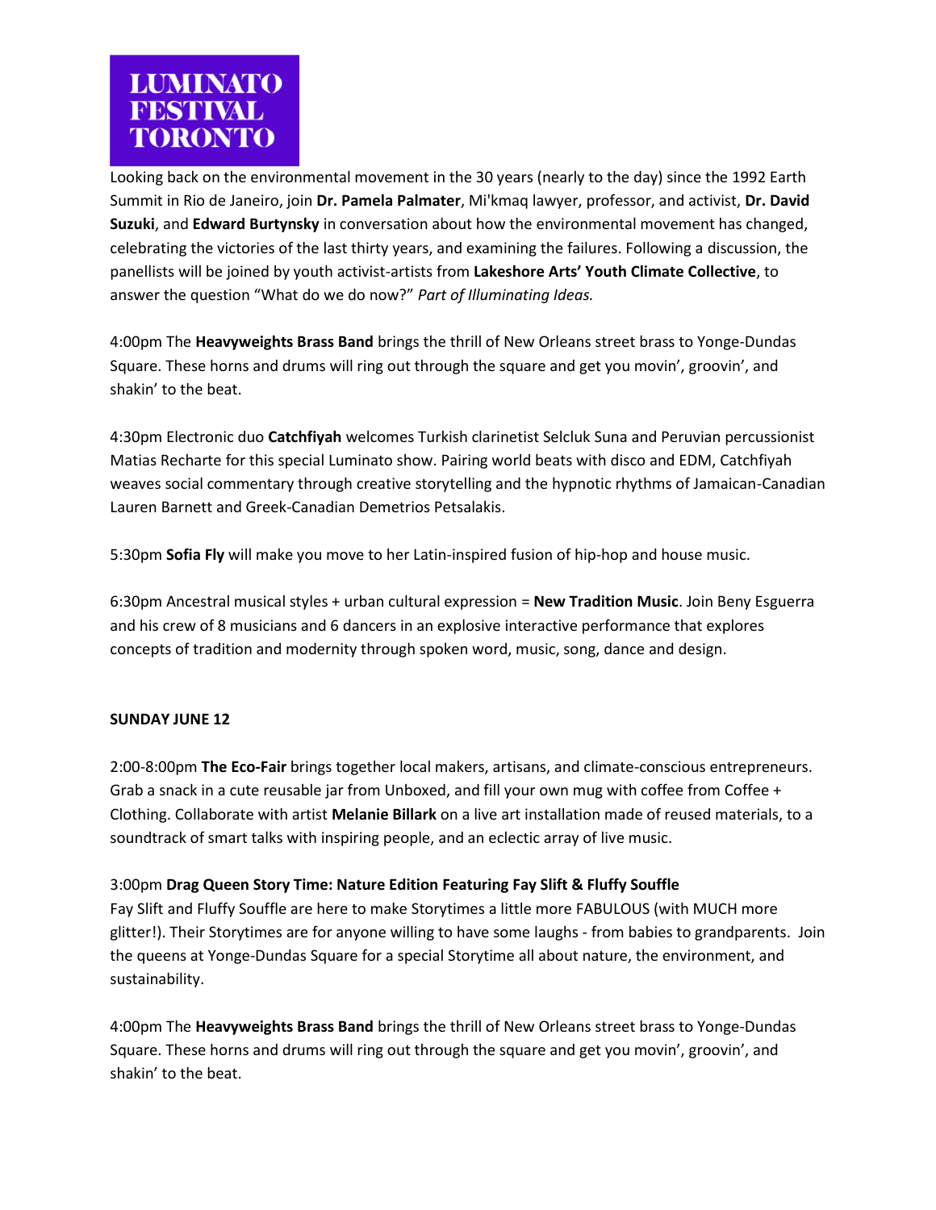Looking back on the environmental movement in the 30 years (nearly to the day) since the 1992 Earth Summit in Rio de Janeiro, join **Dr. Pamela Palmater**, Mi'kmaq lawyer, professor, and activist, **Dr. David Suzuki**, and **Edward Burtynsky** in conversation about how the environmental movement has changed, celebrating the victories of the last thirty years, and examining the failures. Following a discussion, the panellists will be joined by youth activist-artists from **Lakeshore Arts' Youth Climate Collective**, to answer the question "What do we do now?" *Part of Illuminating Ideas.*

4:00pm The **Heavyweights Brass Band** brings the thrill of New Orleans street brass to Yonge-Dundas Square. These horns and drums will ring out through the square and get you movin', groovin', and shakin' to the beat.

4:30pm Electronic duo **Catchfiyah** welcomes Turkish clarinetist Selcluk Suna and Peruvian percussionist Matias Recharte for this special Luminato show. Pairing world beats with disco and EDM, Catchfiyah weaves social commentary through creative storytelling and the hypnotic rhythms of Jamaican-Canadian Lauren Barnett and Greek-Canadian Demetrios Petsalakis.

5:30pm **Sofia Fly** will make you move to her Latin-inspired fusion of hip-hop and house music.

6:30pm Ancestral musical styles + urban cultural expression = **New Tradition Music**. Join Beny Esguerra and his crew of 8 musicians and 6 dancers in an explosive interactive performance that explores concepts of tradition and modernity through spoken word, music, song, dance and design.

**SUNDAY JUNE 12**

2:00-8:00pm **The Eco-Fair** brings together local makers, artisans, and climate-conscious entrepreneurs. Grab a snack in a cute reusable jar from Unboxed, and fill your own mug with coffee from Coffee + Clothing. Collaborate with artist **Melanie Billark** on a live art installation made of reused materials, to a soundtrack of smart talks with inspiring people, and an eclectic array of live music.

3:00pm **Drag Queen Story Time: Nature Edition Featuring Fay Slift & Fluffy Souffle**

Fay Slift and Fluffy Souffle are here to make Storytimes a little more FABULOUS (with MUCH more glitter!). Their Storytimes are for anyone willing to have some laughs - from babies to grandparents. Join the queens at Yonge-Dundas Square for a special Storytime all about nature, the environment, and sustainability.

4:00pm The **Heavyweights Brass Band** brings the thrill of New Orleans street brass to Yonge-Dundas Square. These horns and drums will ring out through the square and get you movin', groovin', and shakin' to the beat.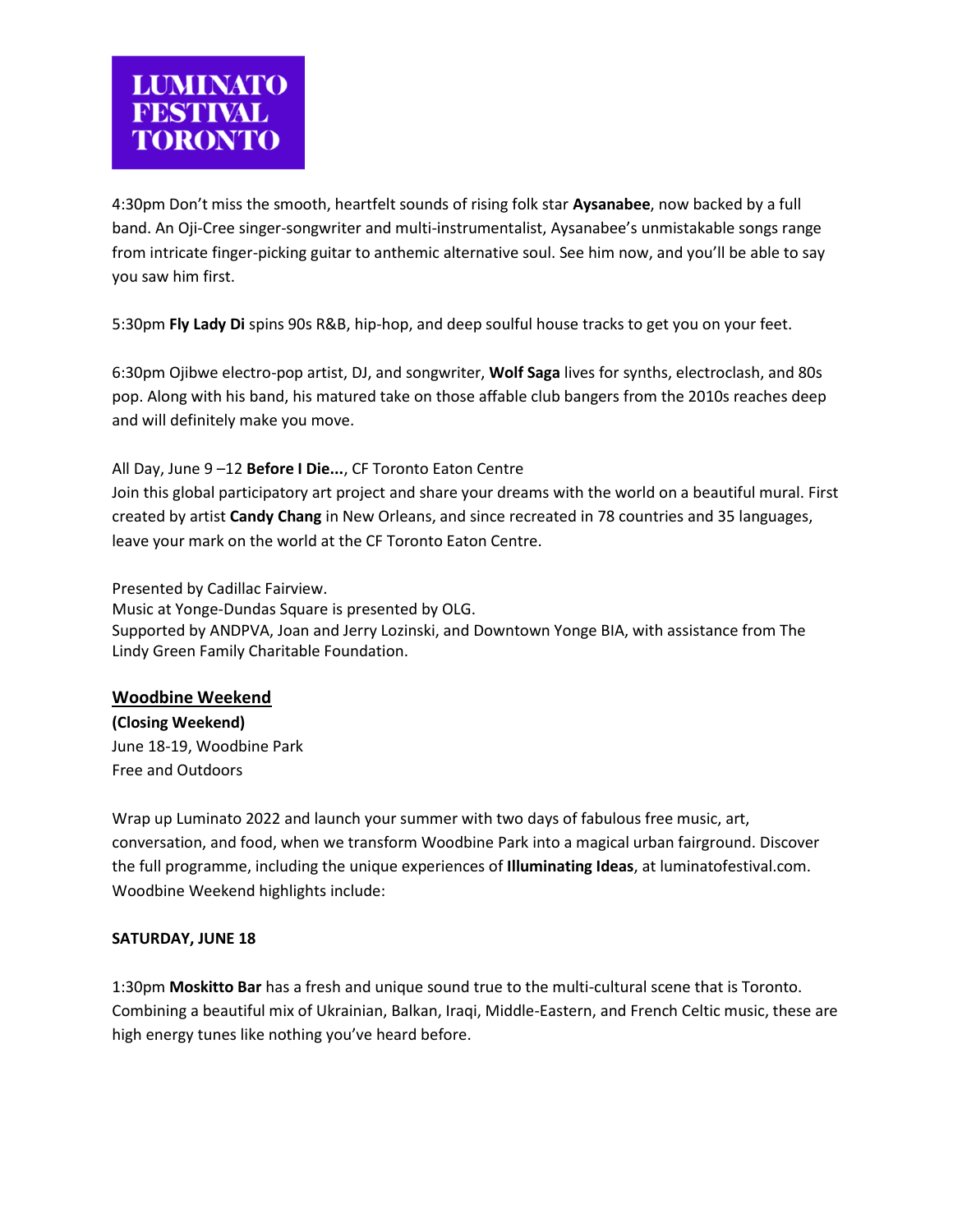4:30pm Don't miss the smooth, heartfelt sounds of rising folk star **Aysanabee**, now backed by a full band. An Oji-Cree singer-songwriter and multi-instrumentalist, Aysanabee's unmistakable songs range from intricate finger-picking guitar to anthemic alternative soul. See him now, and you'll be able to say you saw him first.

5:30pm **Fly Lady Di** spins 90s R&B, hip-hop, and deep soulful house tracks to get you on your feet.

6:30pm Ojibwe electro-pop artist, DJ, and songwriter, **Wolf Saga** lives for synths, electroclash, and 80s pop. Along with his band, his matured take on those affable club bangers from the 2010s reaches deep and will definitely make you move.

All Day, June 9 –12 **Before I Die...**, CF Toronto Eaton Centre
Join this global participatory art project and share your dreams with the world on a beautiful mural. First created by artist **Candy Chang** in New Orleans, and since recreated in 78 countries and 35 languages, leave your mark on the world at the CF Toronto Eaton Centre.

Presented by Cadillac Fairview.
Music at Yonge-Dundas Square is presented by OLG.
Supported by ANDPVA, Joan and Jerry Lozinski, and Downtown Yonge BIA, with assistance from The Lindy Green Family Charitable Foundation.

## Woodbine Weekend

**(Closing Weekend)**
June 18-19, Woodbine Park
Free and Outdoors

Wrap up Luminato 2022 and launch your summer with two days of fabulous free music, art, conversation, and food, when we transform Woodbine Park into a magical urban fairground. Discover the full programme, including the unique experiences of **Illuminating Ideas**, at luminatofestival.com. Woodbine Weekend highlights include:

**SATURDAY, JUNE 18**

1:30pm **Moskitto Bar** has a fresh and unique sound true to the multi-cultural scene that is Toronto. Combining a beautiful mix of Ukrainian, Balkan, Iraqi, Middle-Eastern, and French Celtic music, these are high energy tunes like nothing you've heard before.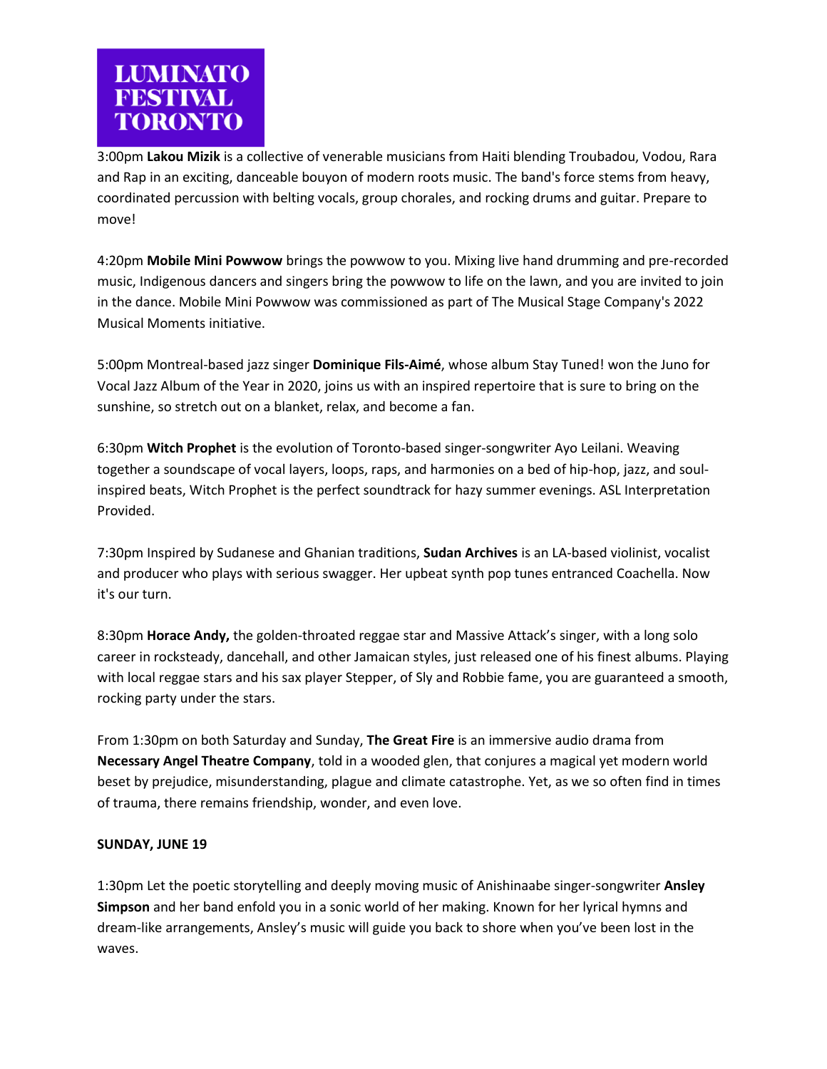3:00pm **Lakou Mizik** is a collective of venerable musicians from Haiti blending Troubadou, Vodou, Rara and Rap in an exciting, danceable bouyon of modern roots music. The band's force stems from heavy, coordinated percussion with belting vocals, group chorales, and rocking drums and guitar. Prepare to move!

4:20pm **Mobile Mini Powwow** brings the powwow to you. Mixing live hand drumming and pre-recorded music, Indigenous dancers and singers bring the powwow to life on the lawn, and you are invited to join in the dance. Mobile Mini Powwow was commissioned as part of The Musical Stage Company's 2022 Musical Moments initiative.

5:00pm Montreal-based jazz singer **Dominique Fils-Aimé**, whose album Stay Tuned! won the Juno for Vocal Jazz Album of the Year in 2020, joins us with an inspired repertoire that is sure to bring on the sunshine, so stretch out on a blanket, relax, and become a fan.

6:30pm **Witch Prophet** is the evolution of Toronto-based singer-songwriter Ayo Leilani. Weaving together a soundscape of vocal layers, loops, raps, and harmonies on a bed of hip-hop, jazz, and soul-inspired beats, Witch Prophet is the perfect soundtrack for hazy summer evenings. ASL Interpretation Provided.

7:30pm Inspired by Sudanese and Ghanian traditions, **Sudan Archives** is an LA-based violinist, vocalist and producer who plays with serious swagger. Her upbeat synth pop tunes entranced Coachella. Now it's our turn.

8:30pm **Horace Andy,** the golden-throated reggae star and Massive Attack's singer, with a long solo career in rocksteady, dancehall, and other Jamaican styles, just released one of his finest albums. Playing with local reggae stars and his sax player Stepper, of Sly and Robbie fame, you are guaranteed a smooth, rocking party under the stars.

From 1:30pm on both Saturday and Sunday, **The Great Fire** is an immersive audio drama from **Necessary Angel Theatre Company**, told in a wooded glen, that conjures a magical yet modern world beset by prejudice, misunderstanding, plague and climate catastrophe. Yet, as we so often find in times of trauma, there remains friendship, wonder, and even love.

**SUNDAY, JUNE 19**

1:30pm Let the poetic storytelling and deeply moving music of Anishinaabe singer-songwriter **Ansley Simpson** and her band enfold you in a sonic world of her making. Known for her lyrical hymns and dream-like arrangements, Ansley's music will guide you back to shore when you've been lost in the waves.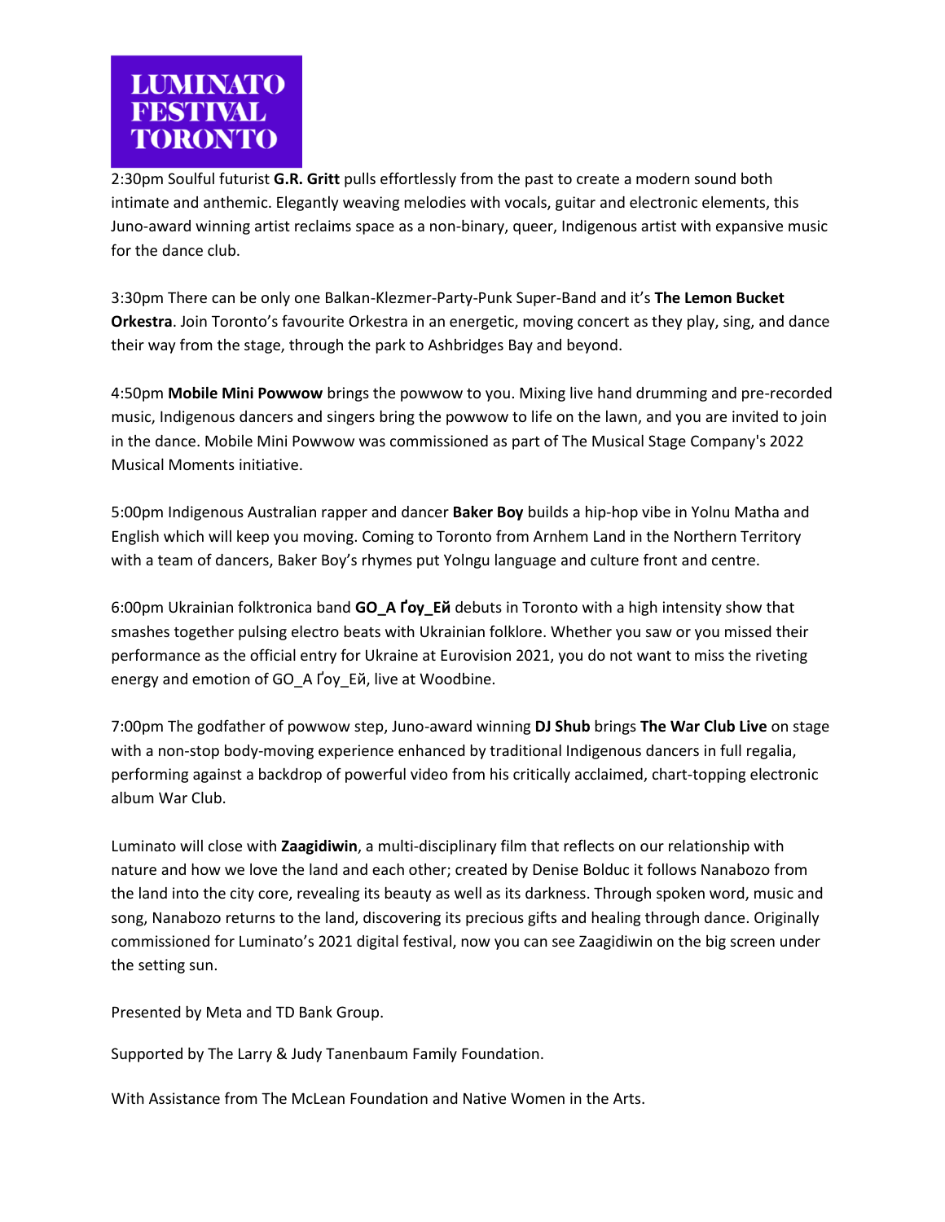2:30pm Soulful futurist **G.R. Gritt** pulls effortlessly from the past to create a modern sound both intimate and anthemic. Elegantly weaving melodies with vocals, guitar and electronic elements, this Juno-award winning artist reclaims space as a non-binary, queer, Indigenous artist with expansive music for the dance club.

3:30pm There can be only one Balkan-Klezmer-Party-Punk Super-Band and it's **The Lemon Bucket Orkestra**. Join Toronto's favourite Orkestra in an energetic, moving concert as they play, sing, and dance their way from the stage, through the park to Ashbridges Bay and beyond.

4:50pm **Mobile Mini Powwow** brings the powwow to you. Mixing live hand drumming and pre-recorded music, Indigenous dancers and singers bring the powwow to life on the lawn, and you are invited to join in the dance. Mobile Mini Powwow was commissioned as part of The Musical Stage Company's 2022 Musical Moments initiative.

5:00pm Indigenous Australian rapper and dancer **Baker Boy** builds a hip-hop vibe in Yolnu Matha and English which will keep you moving. Coming to Toronto from Arnhem Land in the Northern Territory with a team of dancers, Baker Boy's rhymes put Yolngu language and culture front and centre.

6:00pm Ukrainian folktronica band **GO_A Ґоу_Ей** debuts in Toronto with a high intensity show that smashes together pulsing electro beats with Ukrainian folklore. Whether you saw or you missed their performance as the official entry for Ukraine at Eurovision 2021, you do not want to miss the riveting energy and emotion of GO_A Ґоу_Ей, live at Woodbine.

7:00pm The godfather of powwow step, Juno-award winning **DJ Shub** brings **The War Club Live** on stage with a non-stop body-moving experience enhanced by traditional Indigenous dancers in full regalia, performing against a backdrop of powerful video from his critically acclaimed, chart-topping electronic album War Club.

Luminato will close with **Zaagidiwin**, a multi-disciplinary film that reflects on our relationship with nature and how we love the land and each other; created by Denise Bolduc it follows Nanabozo from the land into the city core, revealing its beauty as well as its darkness. Through spoken word, music and song, Nanabozo returns to the land, discovering its precious gifts and healing through dance. Originally commissioned for Luminato's 2021 digital festival, now you can see Zaagidiwin on the big screen under the setting sun.

Presented by Meta and TD Bank Group.

Supported by The Larry & Judy Tanenbaum Family Foundation.

With Assistance from The McLean Foundation and Native Women in the Arts.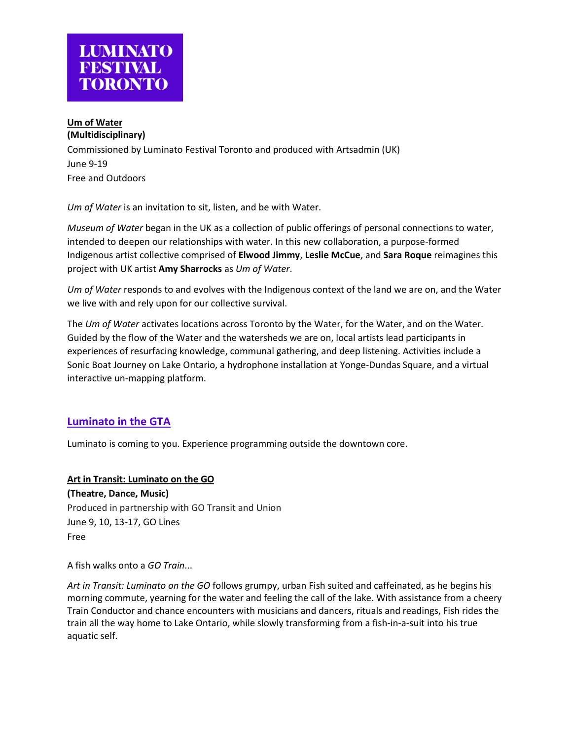**LUMINATO FESTIVAL TORONTO**

**Um of Water**
**(Multidisciplinary)**
Commissioned by Luminato Festival Toronto and produced with Artsadmin (UK)
June 9-19
Free and Outdoors

*Um of Water* is an invitation to sit, listen, and be with Water.

*Museum of Water* began in the UK as a collection of public offerings of personal connections to water, intended to deepen our relationships with water. In this new collaboration, a purpose-formed Indigenous artist collective comprised of **Elwood Jimmy**, **Leslie McCue**, and **Sara Roque** reimagines this project with UK artist **Amy Sharrocks** as *Um of Water*.

*Um of Water* responds to and evolves with the Indigenous context of the land we are on, and the Water we live with and rely upon for our collective survival.

The *Um of Water* activates locations across Toronto by the Water, for the Water, and on the Water. Guided by the flow of the Water and the watersheds we are on, local artists lead participants in experiences of resurfacing knowledge, communal gathering, and deep listening. Activities include a Sonic Boat Journey on Lake Ontario, a hydrophone installation at Yonge-Dundas Square, and a virtual interactive un-mapping platform.

## Luminato in the GTA

Luminato is coming to you. Experience programming outside the downtown core.

**Art in Transit: Luminato on the GO**
**(Theatre, Dance, Music)**
Produced in partnership with GO Transit and Union
June 9, 10, 13-17, GO Lines
Free

A fish walks onto a *GO Train*...

*Art in Transit: Luminato on the GO* follows grumpy, urban Fish suited and caffeinated, as he begins his morning commute, yearning for the water and feeling the call of the lake. With assistance from a cheery Train Conductor and chance encounters with musicians and dancers, rituals and readings, Fish rides the train all the way home to Lake Ontario, while slowly transforming from a fish-in-a-suit into his true aquatic self.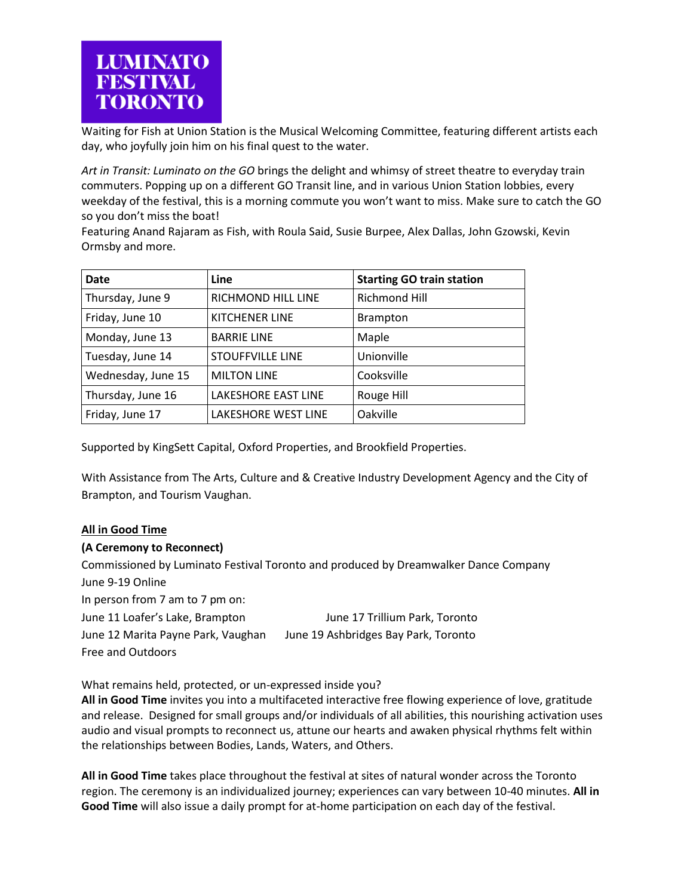**LUMINATO FESTIVAL TORONTO**

Waiting for Fish at Union Station is the Musical Welcoming Committee, featuring different artists each day, who joyfully join him on his final quest to the water.

*Art in Transit: Luminato on the GO* brings the delight and whimsy of street theatre to everyday train commuters. Popping up on a different GO Transit line, and in various Union Station lobbies, every weekday of the festival, this is a morning commute you won't want to miss. Make sure to catch the GO so you don't miss the boat!
Featuring Anand Rajaram as Fish, with Roula Said, Susie Burpee, Alex Dallas, John Gzowski, Kevin Ormsby and more.

| Date | Line | Starting GO train station |
|---|---|---|
| Thursday, June 9 | RICHMOND HILL LINE | Richmond Hill |
| Friday, June 10 | KITCHENER LINE | Brampton |
| Monday, June 13 | BARRIE LINE | Maple |
| Tuesday, June 14 | STOUFFVILLE LINE | Unionville |
| Wednesday, June 15 | MILTON LINE | Cooksville |
| Thursday, June 16 | LAKESHORE EAST LINE | Rouge Hill |
| Friday, June 17 | LAKESHORE WEST LINE | Oakville |

Supported by KingSett Capital, Oxford Properties, and Brookfield Properties.

With Assistance from The Arts, Culture and & Creative Industry Development Agency and the City of Brampton, and Tourism Vaughan.

**All in Good Time**

**(A Ceremony to Reconnect)**

Commissioned by Luminato Festival Toronto and produced by Dreamwalker Dance Company
June 9-19 Online
In person from 7 am to 7 pm on:
June 11 Loafer's Lake, Brampton
June 12 Marita Payne Park, Vaughan
June 17 Trillium Park, Toronto
June 19 Ashbridges Bay Park, Toronto
Free and Outdoors

What remains held, protected, or un-expressed inside you?
**All in Good Time** invites you into a multifaceted interactive free flowing experience of love, gratitude and release. Designed for small groups and/or individuals of all abilities, this nourishing activation uses audio and visual prompts to reconnect us, attune our hearts and awaken physical rhythms felt within the relationships between Bodies, Lands, Waters, and Others.

**All in Good Time** takes place throughout the festival at sites of natural wonder across the Toronto region. The ceremony is an individualized journey; experiences can vary between 10-40 minutes. **All in Good Time** will also issue a daily prompt for at-home participation on each day of the festival.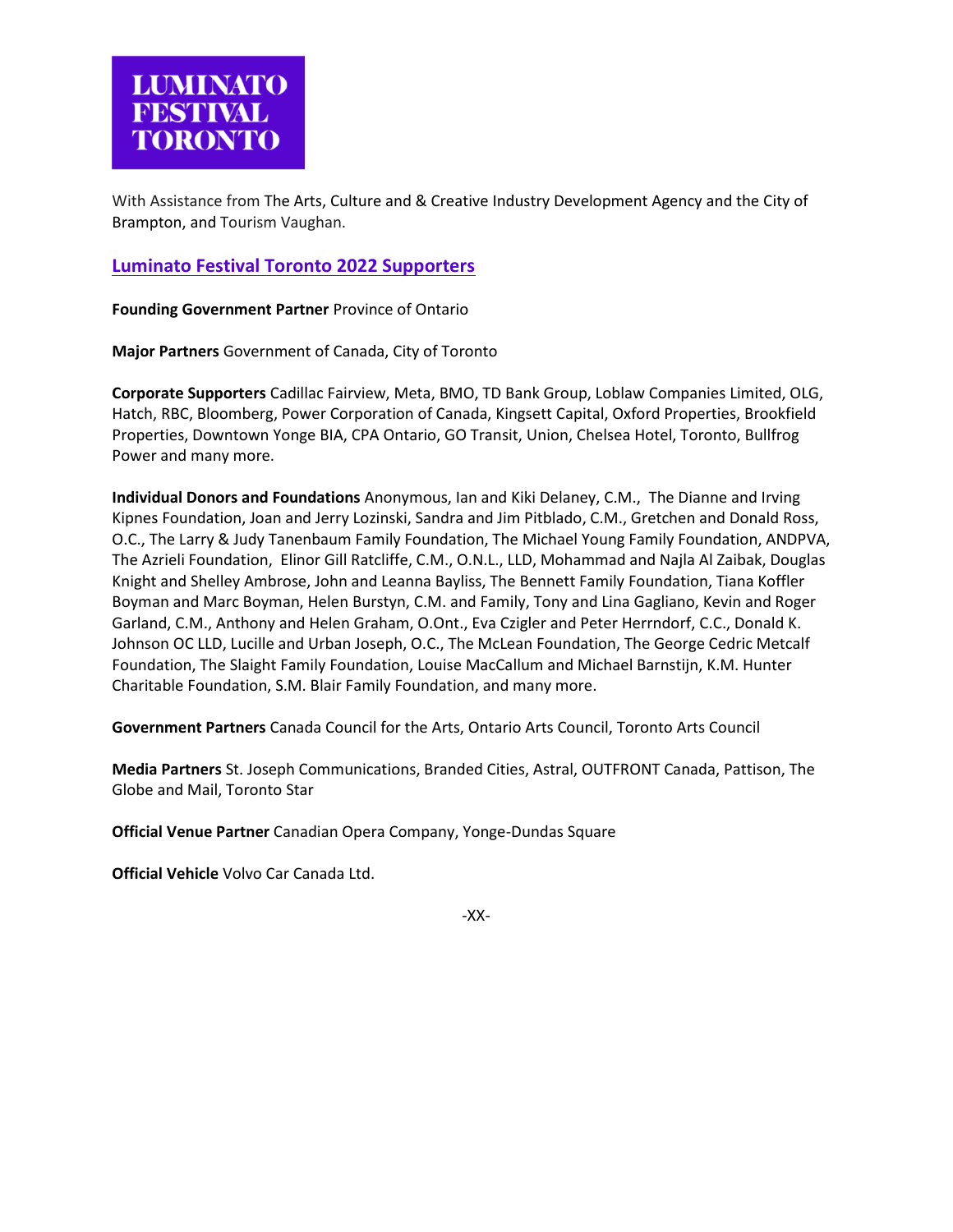**LUMINATO FESTIVAL TORONTO**

With Assistance from The Arts, Culture and & Creative Industry Development Agency and the City of Brampton, and Tourism Vaughan.

## Luminato Festival Toronto 2022 Supporters

**Founding Government Partner** Province of Ontario

**Major Partners** Government of Canada, City of Toronto

**Corporate Supporters** Cadillac Fairview, Meta, BMO, TD Bank Group, Loblaw Companies Limited, OLG, Hatch, RBC, Bloomberg, Power Corporation of Canada, Kingsett Capital, Oxford Properties, Brookfield Properties, Downtown Yonge BIA, CPA Ontario, GO Transit, Union, Chelsea Hotel, Toronto, Bullfrog Power and many more.

**Individual Donors and Foundations** Anonymous, Ian and Kiki Delaney, C.M., The Dianne and Irving Kipnes Foundation, Joan and Jerry Lozinski, Sandra and Jim Pitblado, C.M., Gretchen and Donald Ross, O.C., The Larry & Judy Tanenbaum Family Foundation, The Michael Young Family Foundation, ANDPVA, The Azrieli Foundation, Elinor Gill Ratcliffe, C.M., O.N.L., LLD, Mohammad and Najla Al Zaibak, Douglas Knight and Shelley Ambrose, John and Leanna Bayliss, The Bennett Family Foundation, Tiana Koffler Boyman and Marc Boyman, Helen Burstyn, C.M. and Family, Tony and Lina Gagliano, Kevin and Roger Garland, C.M., Anthony and Helen Graham, O.Ont., Eva Czigler and Peter Herrndorf, C.C., Donald K. Johnson OC LLD, Lucille and Urban Joseph, O.C., The McLean Foundation, The George Cedric Metcalf Foundation, The Slaight Family Foundation, Louise MacCallum and Michael Barnstijn, K.M. Hunter Charitable Foundation, S.M. Blair Family Foundation, and many more.

**Government Partners** Canada Council for the Arts, Ontario Arts Council, Toronto Arts Council

**Media Partners** St. Joseph Communications, Branded Cities, Astral, OUTFRONT Canada, Pattison, The Globe and Mail, Toronto Star

**Official Venue Partner** Canadian Opera Company, Yonge-Dundas Square

**Official Vehicle** Volvo Car Canada Ltd.

-XX-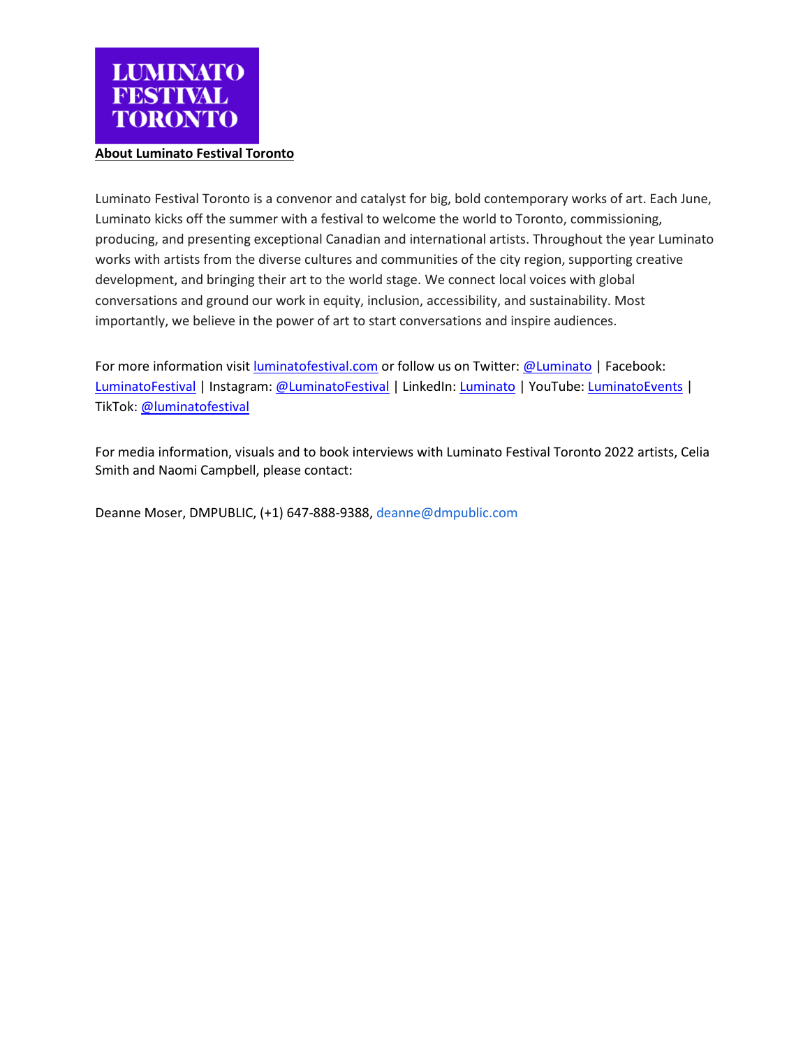LUMINATO FESTIVAL TORONTO

**About Luminato Festival Toronto**

Luminato Festival Toronto is a convenor and catalyst for big, bold contemporary works of art. Each June, Luminato kicks off the summer with a festival to welcome the world to Toronto, commissioning, producing, and presenting exceptional Canadian and international artists. Throughout the year Luminato works with artists from the diverse cultures and communities of the city region, supporting creative development, and bringing their art to the world stage. We connect local voices with global conversations and ground our work in equity, inclusion, accessibility, and sustainability. Most importantly, we believe in the power of art to start conversations and inspire audiences.

For more information visit luminatofestival.com or follow us on Twitter: @Luminato | Facebook: LuminatoFestival | Instagram: @LuminatoFestival | LinkedIn: Luminato | YouTube: LuminatoEvents | TikTok: @luminatofestival

For media information, visuals and to book interviews with Luminato Festival Toronto 2022 artists, Celia Smith and Naomi Campbell, please contact:

Deanne Moser, DMPUBLIC, (+1) 647-888-9388, deanne@dmpublic.com